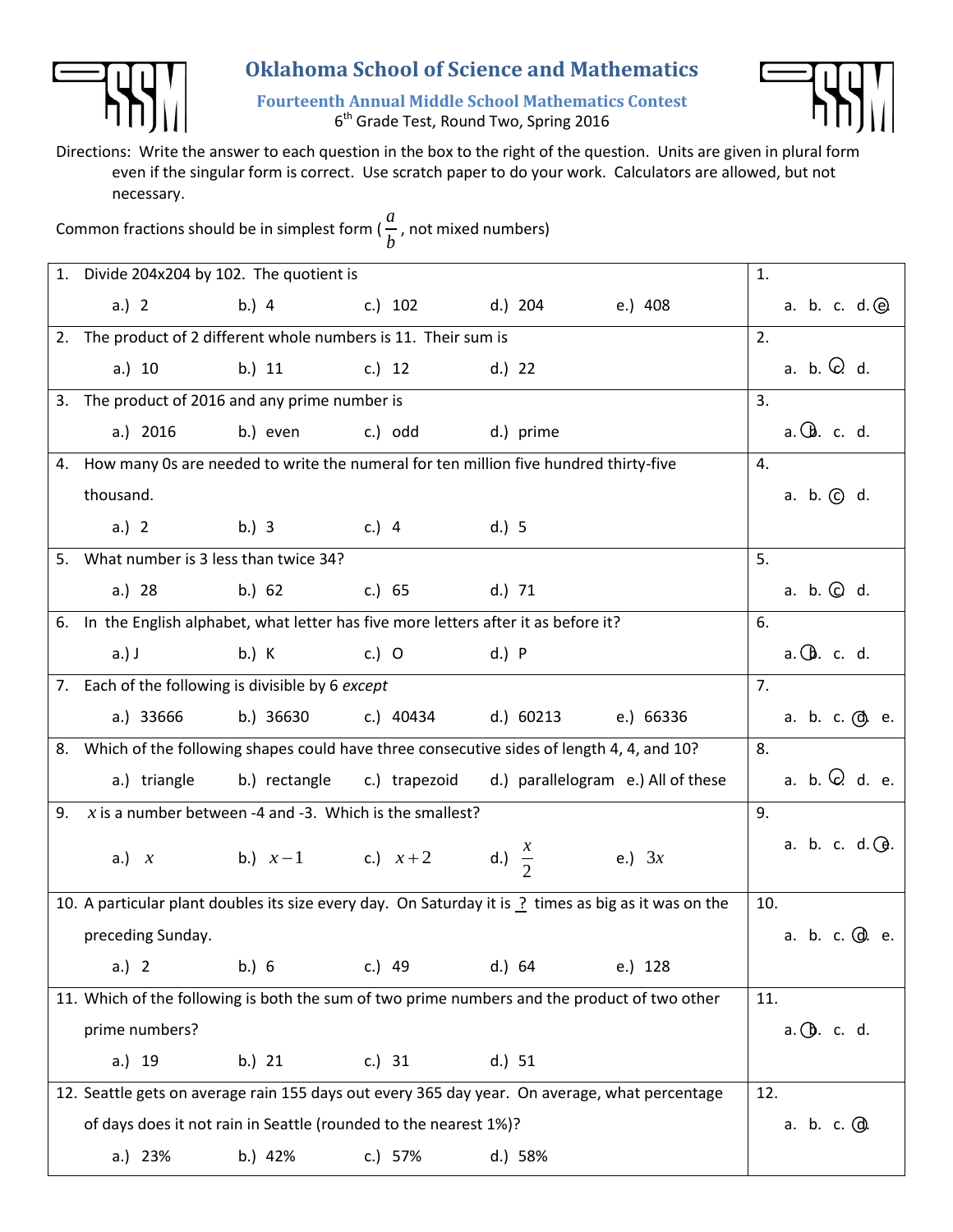# Oklahoma School of Science and Mathematics

### Fourteenth Annual Middle School Mathematics Contest

6th Grade Test, Round Two, Spring 2016

Directions: Write the answer to each question in the box to the right of the question. Units are given in plural form even if the singular form is correct. Use scratch paper to do your work. Calculators are allowed, but not necessary.

Common fractions should be in simplest form ( $\frac{a}{b}$ , not mixed numbers)

| Question | Answer |
|---|---|
| 1. Divide 204x204 by 102. The quotient is<br>a.) 2 b.) 4 c.) 102 d.) 204 e.) 408 | 1.<br>a. b. c. d. (e.) |
| 2. The product of 2 different whole numbers is 11. Their sum is<br>a.) 10 b.) 11 c.) 12 d.) 22 | 2.<br>a. b. (c.) d. |
| 3. The product of 2016 and any prime number is<br>a.) 2016 b.) even c.) odd d.) prime | 3.<br>a. (b.) c. d. |
| 4. How many 0s are needed to write the numeral for ten million five hundred thirty-five thousand.<br>a.) 2 b.) 3 c.) 4 d.) 5 | 4.<br>a. b. (c) d. |
| 5. What number is 3 less than twice 34?<br>a.) 28 b.) 62 c.) 65 d.) 71 | 5.<br>a. b. (c.) d. |
| 6. In the English alphabet, what letter has five more letters after it as before it?<br>a.) J b.) K c.) O d.) P | 6.<br>a. (b.) c. d. |
| 7. Each of the following is divisible by 6 *except*<br>a.) 33666 b.) 36630 c.) 40434 d.) 60213 e.) 66336 | 7.<br>a. b. c. (d.) e. |
| 8. Which of the following shapes could have three consecutive sides of length 4, 4, and 10?<br>a.) triangle b.) rectangle c.) trapezoid d.) parallelogram e.) All of these | 8.<br>a. b. (c.) d. e. |
| 9. $x$ is a number between -4 and -3. Which is the smallest?<br>a.) $x$ b.) $x-1$ c.) $x+2$ d.) $\frac{x}{2}$ e.) $3x$ | 9.<br>a. b. c. d. (e.) |
| 10. A particular plant doubles its size every day. On Saturday it is _?_ times as big as it was on the preceding Sunday.<br>a.) 2 b.) 6 c.) 49 d.) 64 e.) 128 | 10.<br>a. b. c. (d.) e. |
| 11. Which of the following is both the sum of two prime numbers and the product of two other prime numbers?<br>a.) 19 b.) 21 c.) 31 d.) 51 | 11.<br>a. (b.) c. d. |
| 12. Seattle gets on average rain 155 days out every 365 day year. On average, what percentage of days does it not rain in Seattle (rounded to the nearest 1%)?<br>a.) 23% b.) 42% c.) 57% d.) 58% | 12.<br>a. b. c. (d.) |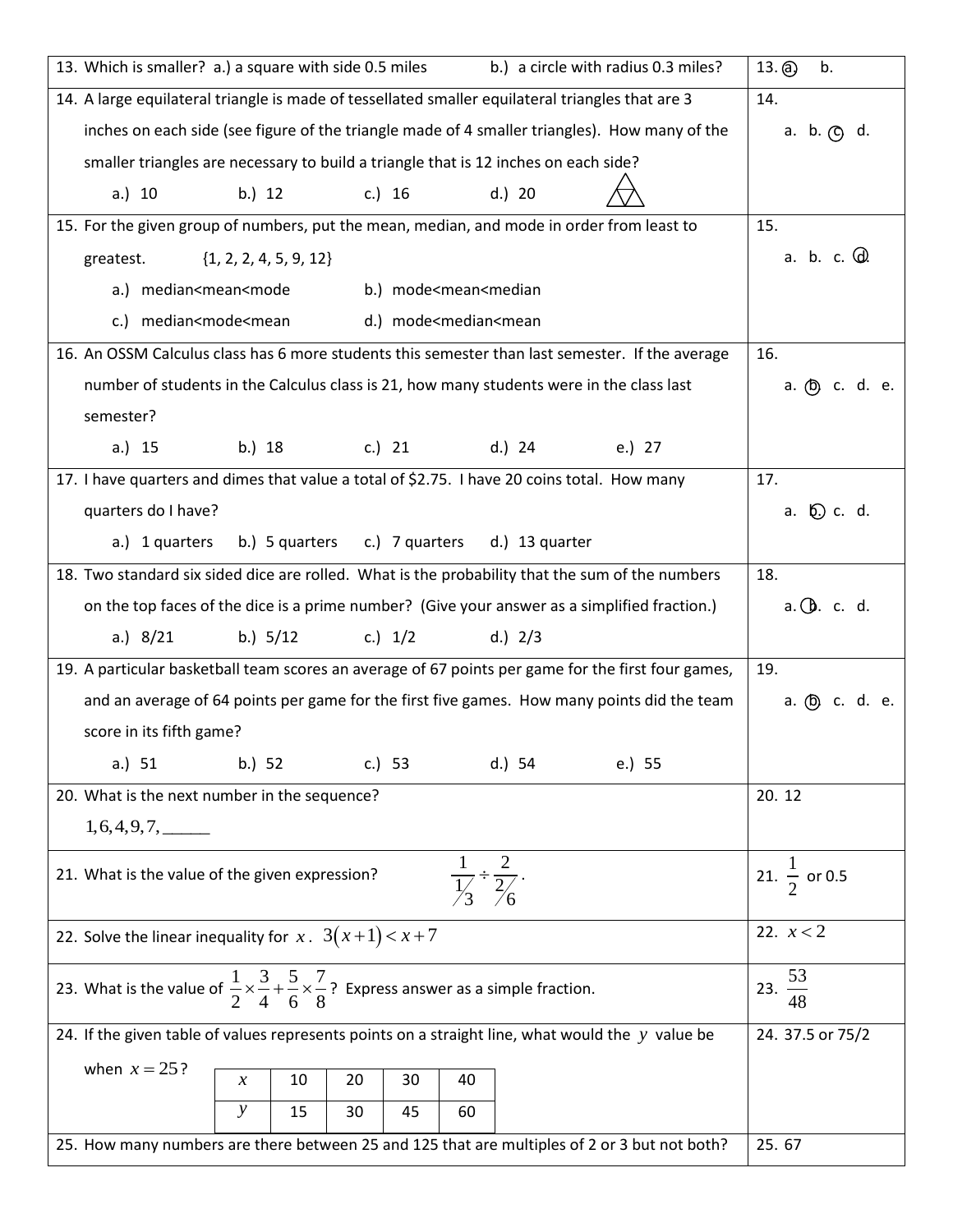| Question | Answer |
|---|---|
| 13. Which is smaller? a.) a square with side 0.5 miles b.) a circle with radius 0.3 miles? | 13. (a) b. |
| 14. A large equilateral triangle is made of tessellated smaller equilateral triangles that are 3 inches on each side (see figure of the triangle made of 4 smaller triangles). How many of the smaller triangles are necessary to build a triangle that is 12 inches on each side? a.) 10 b.) 12 c.) 16 d.) 20 | 14. a. b. (c) d. |
| 15. For the given group of numbers, put the mean, median, and mode in order from least to greatest. {1, 2, 2, 4, 5, 9, 12} a.) median<mean<mode b.) mode<mean<median c.) median<mode<mean d.) mode<median<mean | 15. a. b. c. (d) |
| 16. An OSSM Calculus class has 6 more students this semester than last semester. If the average number of students in the Calculus class is 21, how many students were in the class last semester? a.) 15 b.) 18 c.) 21 d.) 24 e.) 27 | 16. a. (b) c. d. e. |
| 17. I have quarters and dimes that value a total of \$2.75. I have 20 coins total. How many quarters do I have? a.) 1 quarters b.) 5 quarters c.) 7 quarters d.) 13 quarter | 17. a. (b) c. d. |
| 18. Two standard six sided dice are rolled. What is the probability that the sum of the numbers on the top faces of the dice is a prime number? (Give your answer as a simplified fraction.) a.) 8/21 b.) 5/12 c.) 1/2 d.) 2/3 | 18. a. (b) c. d. |
| 19. A particular basketball team scores an average of 67 points per game for the first four games, and an average of 64 points per game for the first five games. How many points did the team score in its fifth game? a.) 51 b.) 52 c.) 53 d.) 54 e.) 55 | 19. a. (b) c. d. e. |
| 20. What is the next number in the sequence? $1, 6, 4, 9, 7,$ ______ | 20. 12 |
| 21. What is the value of the given expression? $\frac{1}{1/3} \div \frac{2}{2/6}$. | 21. $\frac{1}{2}$ or 0.5 |
| 22. Solve the linear inequality for $x$. $3(x+1) < x+7$ | 22. $x < 2$ |
| 23. What is the value of $\frac{1}{2} \times \frac{3}{4} + \frac{5}{6} \times \frac{7}{8}$? Express answer as a simple fraction. | 23. $\frac{53}{48}$ |
| 24. If the given table of values represents points on a straight line, what would the $y$ value be when $x = 25$? ($x$: 10, 20, 30, 40; $y$: 15, 30, 45, 60) | 24. 37.5 or 75/2 |
| 25. How many numbers are there between 25 and 125 that are multiples of 2 or 3 but not both? | 25. 67 |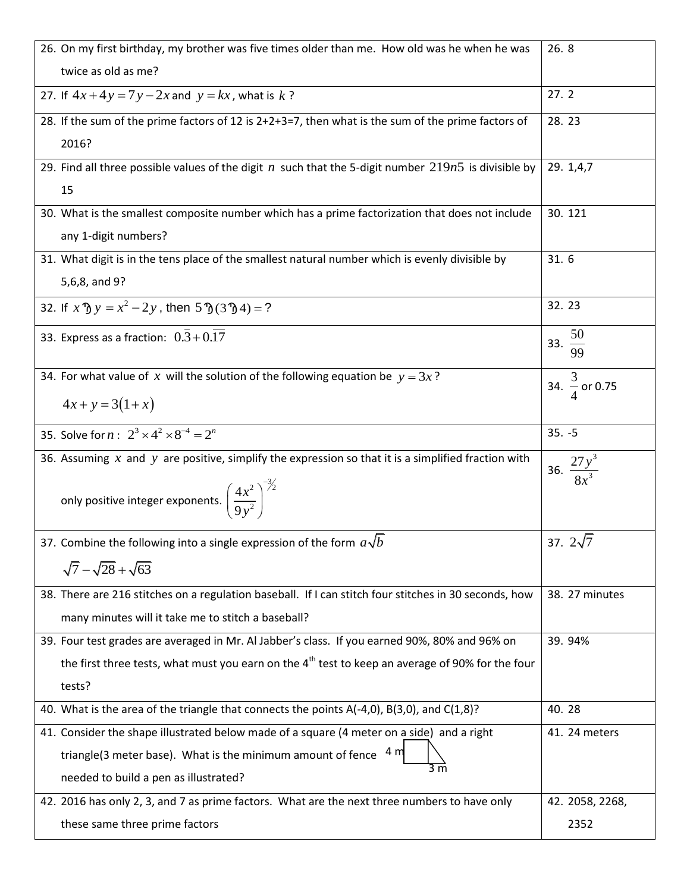| | |
|---|---|
| 26. On my first birthday, my brother was five times older than me. How old was he when he was twice as old as me? | 26. 8 |
| 27. If $4x+4y=7y-2x$ and $y=kx$, what is $k$? | 27. 2 |
| 28. If the sum of the prime factors of 12 is 2+2+3=7, then what is the sum of the prime factors of 2016? | 28. 23 |
| 29. Find all three possible values of the digit $n$ such that the 5-digit number $219n5$ is divisible by 15 | 29. 1,4,7 |
| 30. What is the smallest composite number which has a prime factorization that does not include any 1-digit numbers? | 30. 121 |
| 31. What digit is in the tens place of the smallest natural number which is evenly divisible by 5,6,8, and 9? | 31. 6 |
| 32. If $x \circledast y = x^2 - 2y$, then $5 \circledast (3 \circledast 4) = ?$ | 32. 23 |
| 33. Express as a fraction: $0.\overline{3}+0.\overline{17}$ | 33. $\frac{50}{99}$ |
| 34. For what value of $x$ will the solution of the following equation be $y=3x$? $4x+y=3(1+x)$ | 34. $\frac{3}{4}$ or 0.75 |
| 35. Solve for $n$: $2^3 \times 4^2 \times 8^{-4} = 2^n$ | 35. -5 |
| 36. Assuming $x$ and $y$ are positive, simplify the expression so that it is a simplified fraction with only positive integer exponents. $\left(\frac{4x^2}{9y^2}\right)^{-3/2}$ | 36. $\frac{27y^3}{8x^3}$ |
| 37. Combine the following into a single expression of the form $a\sqrt{b}$ $\sqrt{7}-\sqrt{28}+\sqrt{63}$ | 37. $2\sqrt{7}$ |
| 38. There are 216 stitches on a regulation baseball. If I can stitch four stitches in 30 seconds, how many minutes will it take me to stitch a baseball? | 38. 27 minutes |
| 39. Four test grades are averaged in Mr. Al Jabber's class. If you earned 90%, 80% and 96% on the first three tests, what must you earn on the 4th test to keep an average of 90% for the four tests? | 39. 94% |
| 40. What is the area of the triangle that connects the points A(-4,0), B(3,0), and C(1,8)? | 40. 28 |
| 41. Consider the shape illustrated below made of a square (4 meter on a side) and a right triangle(3 meter base). What is the minimum amount of fence needed to build a pen as illustrated? 4 m 3 m | 41. 24 meters |
| 42. 2016 has only 2, 3, and 7 as prime factors. What are the next three numbers to have only these same three prime factors | 42. 2058, 2268, 2352 |